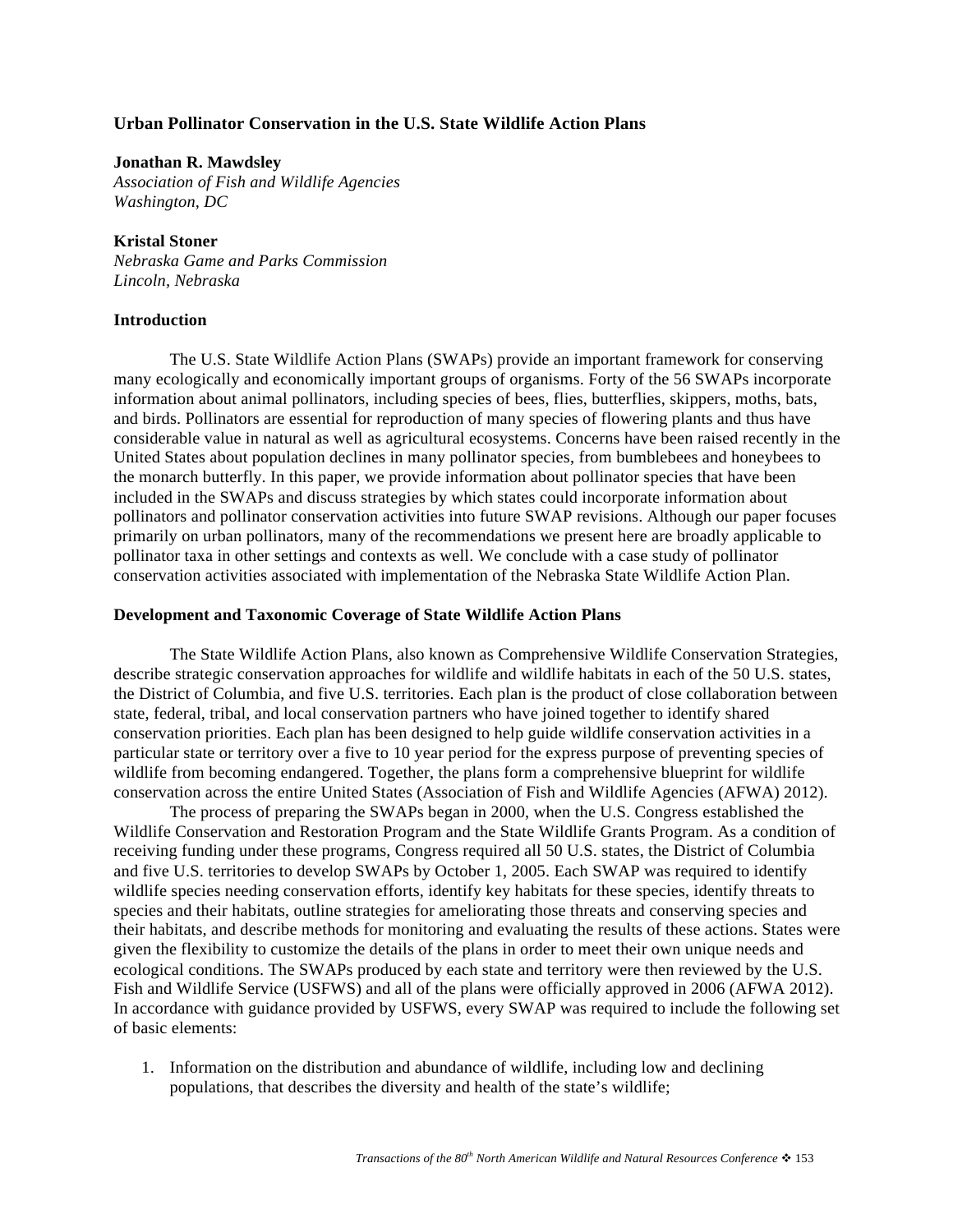# Urban Pollinator Conservation in the U.S. State Wildlife Action Plans

**Jonathan R. Mawdsley**
*Association of Fish and Wildlife Agencies*
*Washington, DC*

**Kristal Stoner**
*Nebraska Game and Parks Commission*
*Lincoln, Nebraska*

## Introduction

The U.S. State Wildlife Action Plans (SWAPs) provide an important framework for conserving many ecologically and economically important groups of organisms. Forty of the 56 SWAPs incorporate information about animal pollinators, including species of bees, flies, butterflies, skippers, moths, bats, and birds. Pollinators are essential for reproduction of many species of flowering plants and thus have considerable value in natural as well as agricultural ecosystems. Concerns have been raised recently in the United States about population declines in many pollinator species, from bumblebees and honeybees to the monarch butterfly. In this paper, we provide information about pollinator species that have been included in the SWAPs and discuss strategies by which states could incorporate information about pollinators and pollinator conservation activities into future SWAP revisions. Although our paper focuses primarily on urban pollinators, many of the recommendations we present here are broadly applicable to pollinator taxa in other settings and contexts as well. We conclude with a case study of pollinator conservation activities associated with implementation of the Nebraska State Wildlife Action Plan.

## Development and Taxonomic Coverage of State Wildlife Action Plans

The State Wildlife Action Plans, also known as Comprehensive Wildlife Conservation Strategies, describe strategic conservation approaches for wildlife and wildlife habitats in each of the 50 U.S. states, the District of Columbia, and five U.S. territories. Each plan is the product of close collaboration between state, federal, tribal, and local conservation partners who have joined together to identify shared conservation priorities. Each plan has been designed to help guide wildlife conservation activities in a particular state or territory over a five to 10 year period for the express purpose of preventing species of wildlife from becoming endangered. Together, the plans form a comprehensive blueprint for wildlife conservation across the entire United States (Association of Fish and Wildlife Agencies (AFWA) 2012).

The process of preparing the SWAPs began in 2000, when the U.S. Congress established the Wildlife Conservation and Restoration Program and the State Wildlife Grants Program. As a condition of receiving funding under these programs, Congress required all 50 U.S. states, the District of Columbia and five U.S. territories to develop SWAPs by October 1, 2005. Each SWAP was required to identify wildlife species needing conservation efforts, identify key habitats for these species, identify threats to species and their habitats, outline strategies for ameliorating those threats and conserving species and their habitats, and describe methods for monitoring and evaluating the results of these actions. States were given the flexibility to customize the details of the plans in order to meet their own unique needs and ecological conditions. The SWAPs produced by each state and territory were then reviewed by the U.S. Fish and Wildlife Service (USFWS) and all of the plans were officially approved in 2006 (AFWA 2012). In accordance with guidance provided by USFWS, every SWAP was required to include the following set of basic elements:

1. Information on the distribution and abundance of wildlife, including low and declining populations, that describes the diversity and health of the state's wildlife;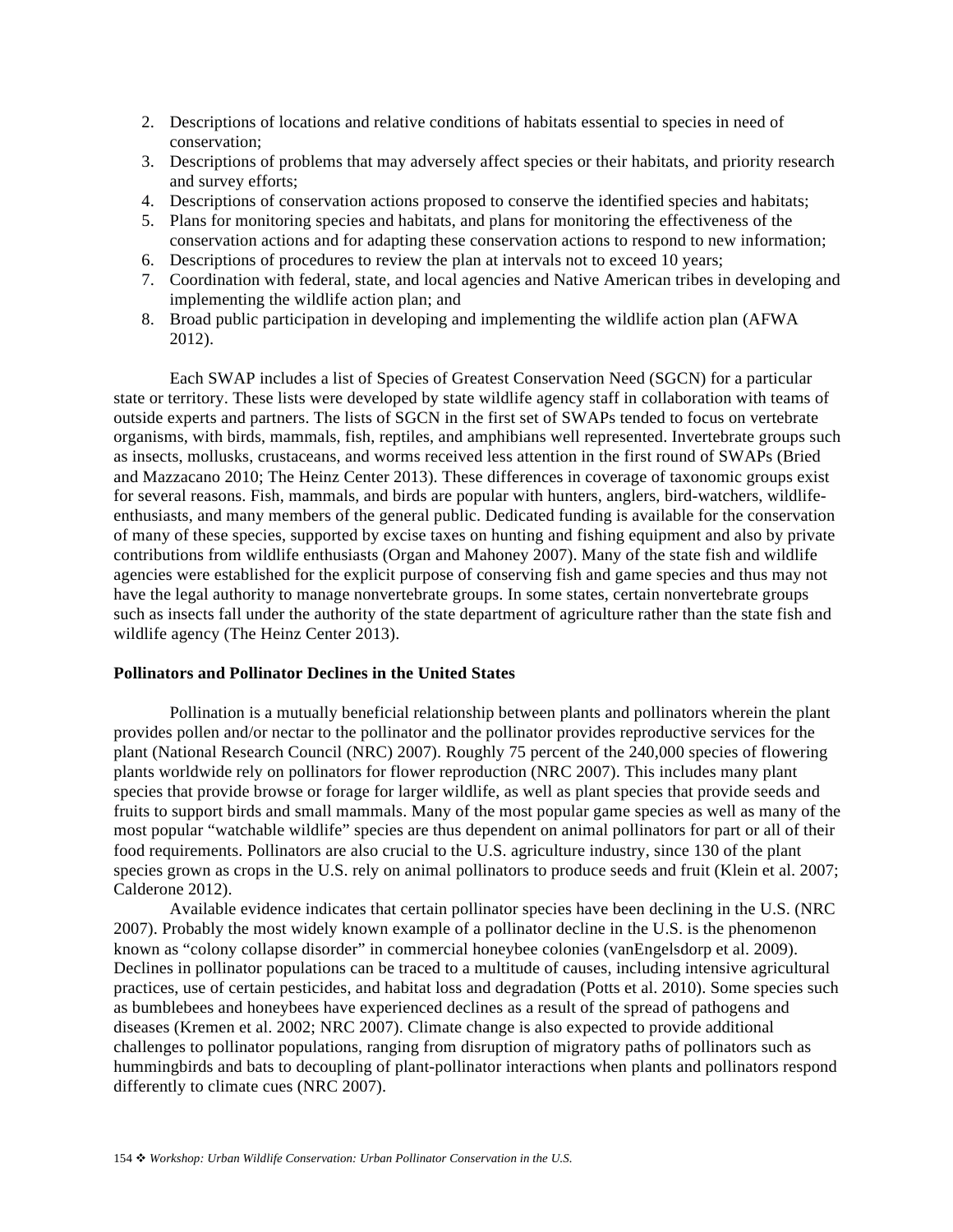2. Descriptions of locations and relative conditions of habitats essential to species in need of conservation;
3. Descriptions of problems that may adversely affect species or their habitats, and priority research and survey efforts;
4. Descriptions of conservation actions proposed to conserve the identified species and habitats;
5. Plans for monitoring species and habitats, and plans for monitoring the effectiveness of the conservation actions and for adapting these conservation actions to respond to new information;
6. Descriptions of procedures to review the plan at intervals not to exceed 10 years;
7. Coordination with federal, state, and local agencies and Native American tribes in developing and implementing the wildlife action plan; and
8. Broad public participation in developing and implementing the wildlife action plan (AFWA 2012).

Each SWAP includes a list of Species of Greatest Conservation Need (SGCN) for a particular state or territory. These lists were developed by state wildlife agency staff in collaboration with teams of outside experts and partners. The lists of SGCN in the first set of SWAPs tended to focus on vertebrate organisms, with birds, mammals, fish, reptiles, and amphibians well represented. Invertebrate groups such as insects, mollusks, crustaceans, and worms received less attention in the first round of SWAPs (Bried and Mazzacano 2010; The Heinz Center 2013). These differences in coverage of taxonomic groups exist for several reasons. Fish, mammals, and birds are popular with hunters, anglers, bird-watchers, wildlife-enthusiasts, and many members of the general public. Dedicated funding is available for the conservation of many of these species, supported by excise taxes on hunting and fishing equipment and also by private contributions from wildlife enthusiasts (Organ and Mahoney 2007). Many of the state fish and wildlife agencies were established for the explicit purpose of conserving fish and game species and thus may not have the legal authority to manage nonvertebrate groups. In some states, certain nonvertebrate groups such as insects fall under the authority of the state department of agriculture rather than the state fish and wildlife agency (The Heinz Center 2013).

**Pollinators and Pollinator Declines in the United States**

Pollination is a mutually beneficial relationship between plants and pollinators wherein the plant provides pollen and/or nectar to the pollinator and the pollinator provides reproductive services for the plant (National Research Council (NRC) 2007). Roughly 75 percent of the 240,000 species of flowering plants worldwide rely on pollinators for flower reproduction (NRC 2007). This includes many plant species that provide browse or forage for larger wildlife, as well as plant species that provide seeds and fruits to support birds and small mammals. Many of the most popular game species as well as many of the most popular "watchable wildlife" species are thus dependent on animal pollinators for part or all of their food requirements. Pollinators are also crucial to the U.S. agriculture industry, since 130 of the plant species grown as crops in the U.S. rely on animal pollinators to produce seeds and fruit (Klein et al. 2007; Calderone 2012).

Available evidence indicates that certain pollinator species have been declining in the U.S. (NRC 2007). Probably the most widely known example of a pollinator decline in the U.S. is the phenomenon known as "colony collapse disorder" in commercial honeybee colonies (vanEngelsdorp et al. 2009). Declines in pollinator populations can be traced to a multitude of causes, including intensive agricultural practices, use of certain pesticides, and habitat loss and degradation (Potts et al. 2010). Some species such as bumblebees and honeybees have experienced declines as a result of the spread of pathogens and diseases (Kremen et al. 2002; NRC 2007). Climate change is also expected to provide additional challenges to pollinator populations, ranging from disruption of migratory paths of pollinators such as hummingbirds and bats to decoupling of plant-pollinator interactions when plants and pollinators respond differently to climate cues (NRC 2007).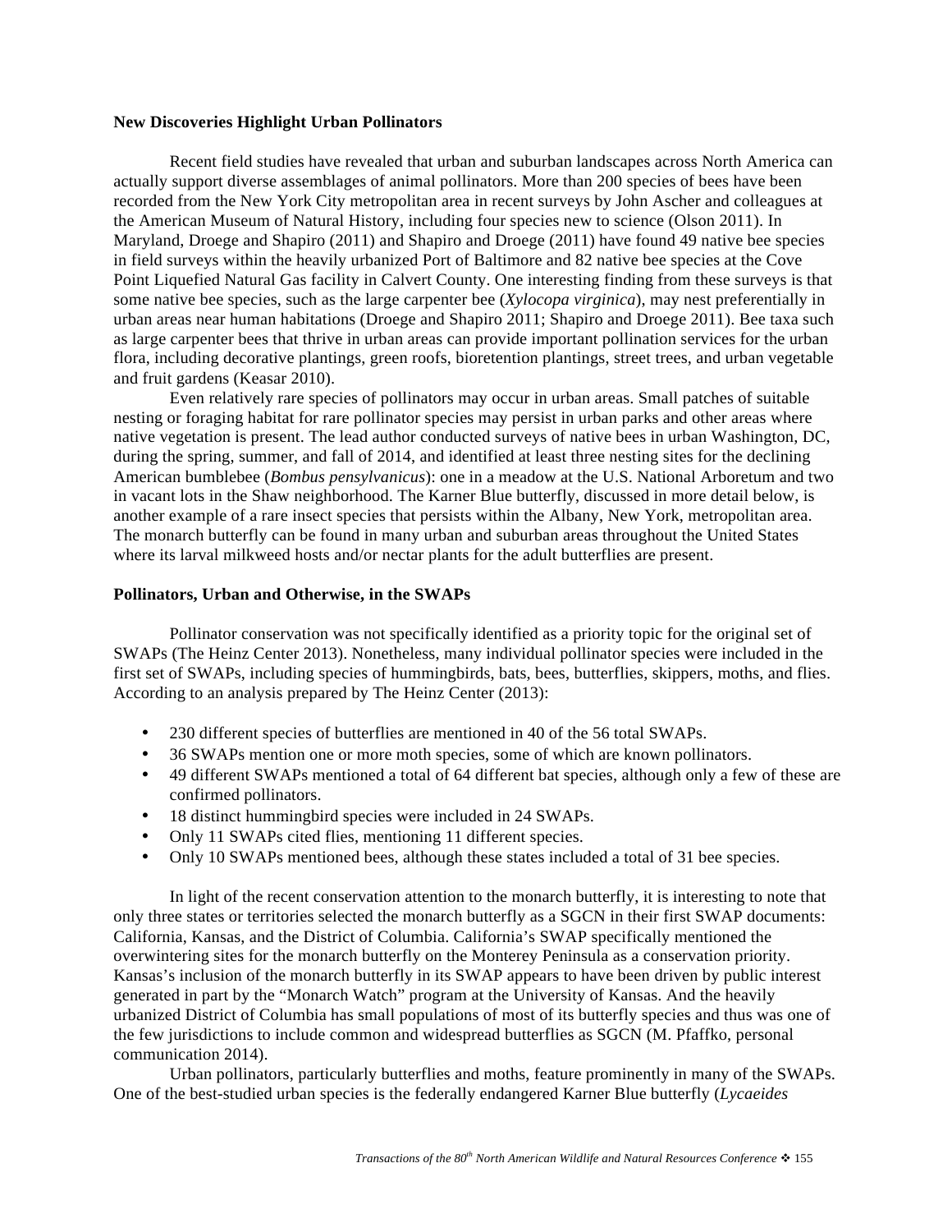**New Discoveries Highlight Urban Pollinators**

Recent field studies have revealed that urban and suburban landscapes across North America can actually support diverse assemblages of animal pollinators. More than 200 species of bees have been recorded from the New York City metropolitan area in recent surveys by John Ascher and colleagues at the American Museum of Natural History, including four species new to science (Olson 2011). In Maryland, Droege and Shapiro (2011) and Shapiro and Droege (2011) have found 49 native bee species in field surveys within the heavily urbanized Port of Baltimore and 82 native bee species at the Cove Point Liquefied Natural Gas facility in Calvert County. One interesting finding from these surveys is that some native bee species, such as the large carpenter bee (*Xylocopa virginica*), may nest preferentially in urban areas near human habitations (Droege and Shapiro 2011; Shapiro and Droege 2011). Bee taxa such as large carpenter bees that thrive in urban areas can provide important pollination services for the urban flora, including decorative plantings, green roofs, bioretention plantings, street trees, and urban vegetable and fruit gardens (Keasar 2010).

Even relatively rare species of pollinators may occur in urban areas. Small patches of suitable nesting or foraging habitat for rare pollinator species may persist in urban parks and other areas where native vegetation is present. The lead author conducted surveys of native bees in urban Washington, DC, during the spring, summer, and fall of 2014, and identified at least three nesting sites for the declining American bumblebee (*Bombus pensylvanicus*): one in a meadow at the U.S. National Arboretum and two in vacant lots in the Shaw neighborhood. The Karner Blue butterfly, discussed in more detail below, is another example of a rare insect species that persists within the Albany, New York, metropolitan area. The monarch butterfly can be found in many urban and suburban areas throughout the United States where its larval milkweed hosts and/or nectar plants for the adult butterflies are present.

**Pollinators, Urban and Otherwise, in the SWAPs**

Pollinator conservation was not specifically identified as a priority topic for the original set of SWAPs (The Heinz Center 2013). Nonetheless, many individual pollinator species were included in the first set of SWAPs, including species of hummingbirds, bats, bees, butterflies, skippers, moths, and flies. According to an analysis prepared by The Heinz Center (2013):

- 230 different species of butterflies are mentioned in 40 of the 56 total SWAPs.
- 36 SWAPs mention one or more moth species, some of which are known pollinators.
- 49 different SWAPs mentioned a total of 64 different bat species, although only a few of these are confirmed pollinators.
- 18 distinct hummingbird species were included in 24 SWAPs.
- Only 11 SWAPs cited flies, mentioning 11 different species.
- Only 10 SWAPs mentioned bees, although these states included a total of 31 bee species.

In light of the recent conservation attention to the monarch butterfly, it is interesting to note that only three states or territories selected the monarch butterfly as a SGCN in their first SWAP documents: California, Kansas, and the District of Columbia. California's SWAP specifically mentioned the overwintering sites for the monarch butterfly on the Monterey Peninsula as a conservation priority. Kansas's inclusion of the monarch butterfly in its SWAP appears to have been driven by public interest generated in part by the "Monarch Watch" program at the University of Kansas. And the heavily urbanized District of Columbia has small populations of most of its butterfly species and thus was one of the few jurisdictions to include common and widespread butterflies as SGCN (M. Pfaffko, personal communication 2014).

Urban pollinators, particularly butterflies and moths, feature prominently in many of the SWAPs. One of the best-studied urban species is the federally endangered Karner Blue butterfly (*Lycaeides*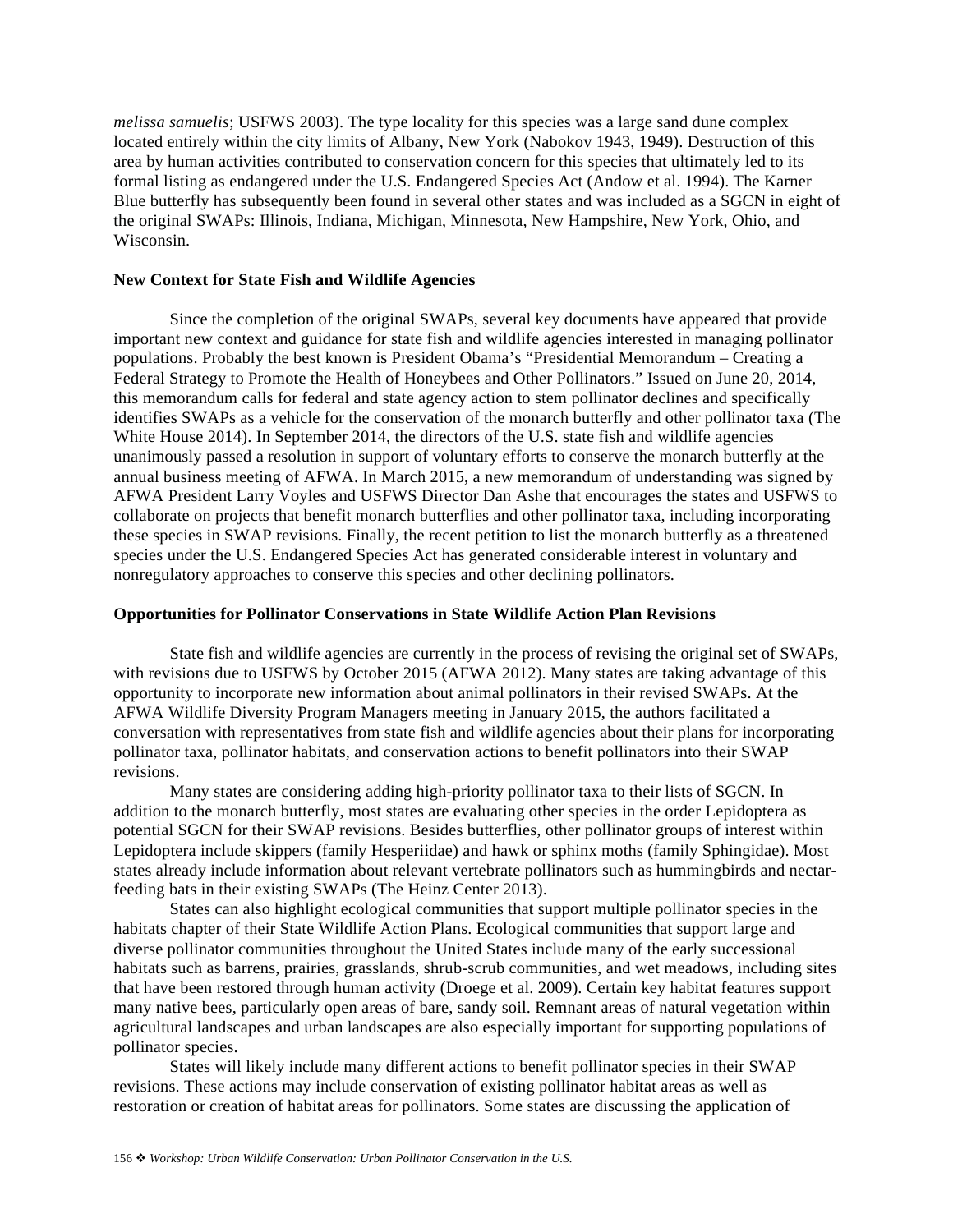*melissa samuelis*; USFWS 2003). The type locality for this species was a large sand dune complex located entirely within the city limits of Albany, New York (Nabokov 1943, 1949). Destruction of this area by human activities contributed to conservation concern for this species that ultimately led to its formal listing as endangered under the U.S. Endangered Species Act (Andow et al. 1994). The Karner Blue butterfly has subsequently been found in several other states and was included as a SGCN in eight of the original SWAPs: Illinois, Indiana, Michigan, Minnesota, New Hampshire, New York, Ohio, and Wisconsin.

**New Context for State Fish and Wildlife Agencies**

Since the completion of the original SWAPs, several key documents have appeared that provide important new context and guidance for state fish and wildlife agencies interested in managing pollinator populations. Probably the best known is President Obama's "Presidential Memorandum – Creating a Federal Strategy to Promote the Health of Honeybees and Other Pollinators." Issued on June 20, 2014, this memorandum calls for federal and state agency action to stem pollinator declines and specifically identifies SWAPs as a vehicle for the conservation of the monarch butterfly and other pollinator taxa (The White House 2014). In September 2014, the directors of the U.S. state fish and wildlife agencies unanimously passed a resolution in support of voluntary efforts to conserve the monarch butterfly at the annual business meeting of AFWA. In March 2015, a new memorandum of understanding was signed by AFWA President Larry Voyles and USFWS Director Dan Ashe that encourages the states and USFWS to collaborate on projects that benefit monarch butterflies and other pollinator taxa, including incorporating these species in SWAP revisions. Finally, the recent petition to list the monarch butterfly as a threatened species under the U.S. Endangered Species Act has generated considerable interest in voluntary and nonregulatory approaches to conserve this species and other declining pollinators.

**Opportunities for Pollinator Conservations in State Wildlife Action Plan Revisions**

State fish and wildlife agencies are currently in the process of revising the original set of SWAPs, with revisions due to USFWS by October 2015 (AFWA 2012). Many states are taking advantage of this opportunity to incorporate new information about animal pollinators in their revised SWAPs. At the AFWA Wildlife Diversity Program Managers meeting in January 2015, the authors facilitated a conversation with representatives from state fish and wildlife agencies about their plans for incorporating pollinator taxa, pollinator habitats, and conservation actions to benefit pollinators into their SWAP revisions.

Many states are considering adding high-priority pollinator taxa to their lists of SGCN. In addition to the monarch butterfly, most states are evaluating other species in the order Lepidoptera as potential SGCN for their SWAP revisions. Besides butterflies, other pollinator groups of interest within Lepidoptera include skippers (family Hesperiidae) and hawk or sphinx moths (family Sphingidae). Most states already include information about relevant vertebrate pollinators such as hummingbirds and nectar-feeding bats in their existing SWAPs (The Heinz Center 2013).

States can also highlight ecological communities that support multiple pollinator species in the habitats chapter of their State Wildlife Action Plans. Ecological communities that support large and diverse pollinator communities throughout the United States include many of the early successional habitats such as barrens, prairies, grasslands, shrub-scrub communities, and wet meadows, including sites that have been restored through human activity (Droege et al. 2009). Certain key habitat features support many native bees, particularly open areas of bare, sandy soil. Remnant areas of natural vegetation within agricultural landscapes and urban landscapes are also especially important for supporting populations of pollinator species.

States will likely include many different actions to benefit pollinator species in their SWAP revisions. These actions may include conservation of existing pollinator habitat areas as well as restoration or creation of habitat areas for pollinators. Some states are discussing the application of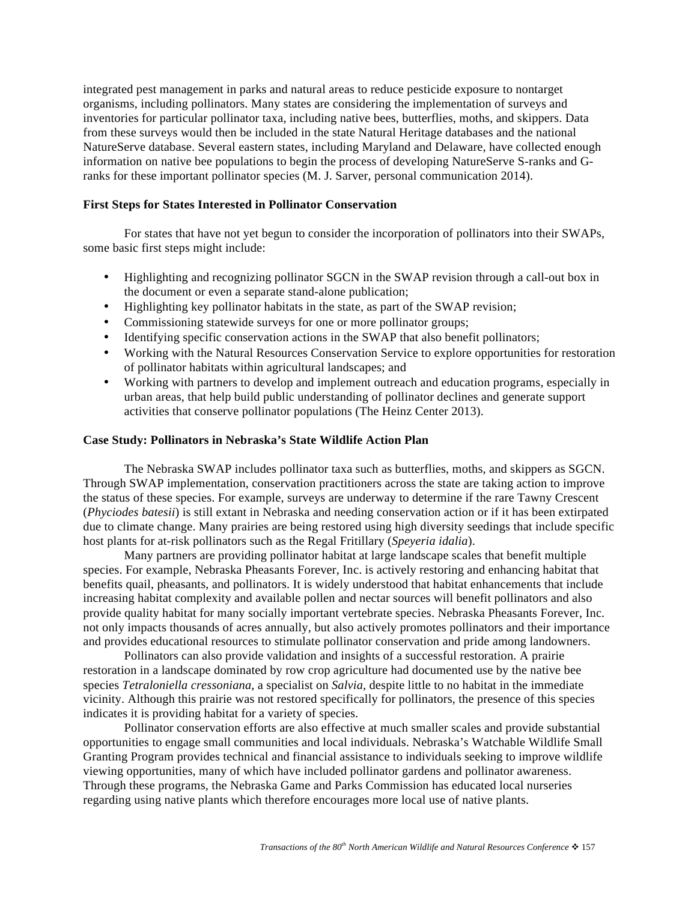integrated pest management in parks and natural areas to reduce pesticide exposure to nontarget organisms, including pollinators. Many states are considering the implementation of surveys and inventories for particular pollinator taxa, including native bees, butterflies, moths, and skippers. Data from these surveys would then be included in the state Natural Heritage databases and the national NatureServe database. Several eastern states, including Maryland and Delaware, have collected enough information on native bee populations to begin the process of developing NatureServe S-ranks and G-ranks for these important pollinator species (M. J. Sarver, personal communication 2014).

### First Steps for States Interested in Pollinator Conservation

For states that have not yet begun to consider the incorporation of pollinators into their SWAPs, some basic first steps might include:

- Highlighting and recognizing pollinator SGCN in the SWAP revision through a call-out box in the document or even a separate stand-alone publication;
- Highlighting key pollinator habitats in the state, as part of the SWAP revision;
- Commissioning statewide surveys for one or more pollinator groups;
- Identifying specific conservation actions in the SWAP that also benefit pollinators;
- Working with the Natural Resources Conservation Service to explore opportunities for restoration of pollinator habitats within agricultural landscapes; and
- Working with partners to develop and implement outreach and education programs, especially in urban areas, that help build public understanding of pollinator declines and generate support activities that conserve pollinator populations (The Heinz Center 2013).

### Case Study: Pollinators in Nebraska's State Wildlife Action Plan

The Nebraska SWAP includes pollinator taxa such as butterflies, moths, and skippers as SGCN. Through SWAP implementation, conservation practitioners across the state are taking action to improve the status of these species. For example, surveys are underway to determine if the rare Tawny Crescent (*Phyciodes batesii*) is still extant in Nebraska and needing conservation action or if it has been extirpated due to climate change. Many prairies are being restored using high diversity seedings that include specific host plants for at-risk pollinators such as the Regal Fritillary (*Speyeria idalia*).

Many partners are providing pollinator habitat at large landscape scales that benefit multiple species. For example, Nebraska Pheasants Forever, Inc. is actively restoring and enhancing habitat that benefits quail, pheasants, and pollinators. It is widely understood that habitat enhancements that include increasing habitat complexity and available pollen and nectar sources will benefit pollinators and also provide quality habitat for many socially important vertebrate species. Nebraska Pheasants Forever, Inc. not only impacts thousands of acres annually, but also actively promotes pollinators and their importance and provides educational resources to stimulate pollinator conservation and pride among landowners.

Pollinators can also provide validation and insights of a successful restoration. A prairie restoration in a landscape dominated by row crop agriculture had documented use by the native bee species *Tetraloniella cressoniana*, a specialist on *Salvia*, despite little to no habitat in the immediate vicinity. Although this prairie was not restored specifically for pollinators, the presence of this species indicates it is providing habitat for a variety of species.

Pollinator conservation efforts are also effective at much smaller scales and provide substantial opportunities to engage small communities and local individuals. Nebraska's Watchable Wildlife Small Granting Program provides technical and financial assistance to individuals seeking to improve wildlife viewing opportunities, many of which have included pollinator gardens and pollinator awareness. Through these programs, the Nebraska Game and Parks Commission has educated local nurseries regarding using native plants which therefore encourages more local use of native plants.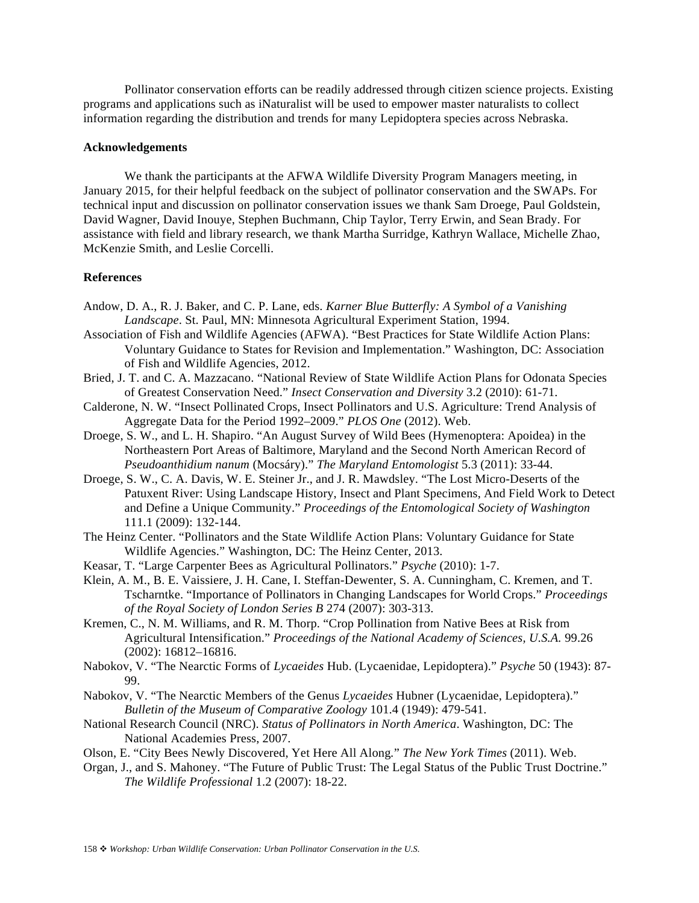Pollinator conservation efforts can be readily addressed through citizen science projects. Existing programs and applications such as iNaturalist will be used to empower master naturalists to collect information regarding the distribution and trends for many Lepidoptera species across Nebraska.

**Acknowledgements**

We thank the participants at the AFWA Wildlife Diversity Program Managers meeting, in January 2015, for their helpful feedback on the subject of pollinator conservation and the SWAPs. For technical input and discussion on pollinator conservation issues we thank Sam Droege, Paul Goldstein, David Wagner, David Inouye, Stephen Buchmann, Chip Taylor, Terry Erwin, and Sean Brady. For assistance with field and library research, we thank Martha Surridge, Kathryn Wallace, Michelle Zhao, McKenzie Smith, and Leslie Corcelli.

**References**

Andow, D. A., R. J. Baker, and C. P. Lane, eds. *Karner Blue Butterfly: A Symbol of a Vanishing Landscape*. St. Paul, MN: Minnesota Agricultural Experiment Station, 1994.

Association of Fish and Wildlife Agencies (AFWA). "Best Practices for State Wildlife Action Plans: Voluntary Guidance to States for Revision and Implementation." Washington, DC: Association of Fish and Wildlife Agencies, 2012.

Bried, J. T. and C. A. Mazzacano. "National Review of State Wildlife Action Plans for Odonata Species of Greatest Conservation Need." *Insect Conservation and Diversity* 3.2 (2010): 61-71.

Calderone, N. W. "Insect Pollinated Crops, Insect Pollinators and U.S. Agriculture: Trend Analysis of Aggregate Data for the Period 1992–2009." *PLOS One* (2012). Web.

Droege, S. W., and L. H. Shapiro. "An August Survey of Wild Bees (Hymenoptera: Apoidea) in the Northeastern Port Areas of Baltimore, Maryland and the Second North American Record of *Pseudoanthidium nanum* (Mocsáry)." *The Maryland Entomologist* 5.3 (2011): 33-44.

Droege, S. W., C. A. Davis, W. E. Steiner Jr., and J. R. Mawdsley. "The Lost Micro-Deserts of the Patuxent River: Using Landscape History, Insect and Plant Specimens, And Field Work to Detect and Define a Unique Community." *Proceedings of the Entomological Society of Washington* 111.1 (2009): 132-144.

The Heinz Center. "Pollinators and the State Wildlife Action Plans: Voluntary Guidance for State Wildlife Agencies." Washington, DC: The Heinz Center, 2013.

Keasar, T. "Large Carpenter Bees as Agricultural Pollinators." *Psyche* (2010): 1-7.

Klein, A. M., B. E. Vaissiere, J. H. Cane, I. Steffan-Dewenter, S. A. Cunningham, C. Kremen, and T. Tscharntke. "Importance of Pollinators in Changing Landscapes for World Crops." *Proceedings of the Royal Society of London Series B* 274 (2007): 303-313.

Kremen, C., N. M. Williams, and R. M. Thorp. "Crop Pollination from Native Bees at Risk from Agricultural Intensification." *Proceedings of the National Academy of Sciences, U.S.A.* 99.26 (2002): 16812–16816.

Nabokov, V. "The Nearctic Forms of *Lycaeides* Hub. (Lycaenidae, Lepidoptera)." *Psyche* 50 (1943): 87-99.

Nabokov, V. "The Nearctic Members of the Genus *Lycaeides* Hubner (Lycaenidae, Lepidoptera)." *Bulletin of the Museum of Comparative Zoology* 101.4 (1949): 479-541.

National Research Council (NRC). *Status of Pollinators in North America*. Washington, DC: The National Academies Press, 2007.

Olson, E. "City Bees Newly Discovered, Yet Here All Along." *The New York Times* (2011). Web.

Organ, J., and S. Mahoney. "The Future of Public Trust: The Legal Status of the Public Trust Doctrine." *The Wildlife Professional* 1.2 (2007): 18-22.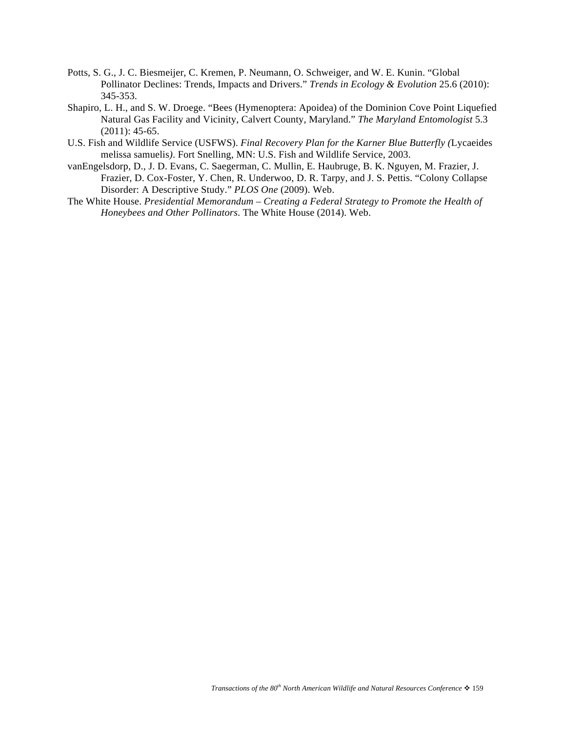Potts, S. G., J. C. Biesmeijer, C. Kremen, P. Neumann, O. Schweiger, and W. E. Kunin. "Global Pollinator Declines: Trends, Impacts and Drivers." *Trends in Ecology & Evolution* 25.6 (2010): 345-353.

Shapiro, L. H., and S. W. Droege. "Bees (Hymenoptera: Apoidea) of the Dominion Cove Point Liquefied Natural Gas Facility and Vicinity, Calvert County, Maryland." *The Maryland Entomologist* 5.3 (2011): 45-65.

U.S. Fish and Wildlife Service (USFWS). *Final Recovery Plan for the Karner Blue Butterfly (*Lycaeides melissa samuelis*)*. Fort Snelling, MN: U.S. Fish and Wildlife Service, 2003.

vanEngelsdorp, D., J. D. Evans, C. Saegerman, C. Mullin, E. Haubruge, B. K. Nguyen, M. Frazier, J. Frazier, D. Cox-Foster, Y. Chen, R. Underwoo, D. R. Tarpy, and J. S. Pettis. "Colony Collapse Disorder: A Descriptive Study." *PLOS One* (2009). Web.

The White House. *Presidential Memorandum – Creating a Federal Strategy to Promote the Health of Honeybees and Other Pollinators*. The White House (2014). Web.